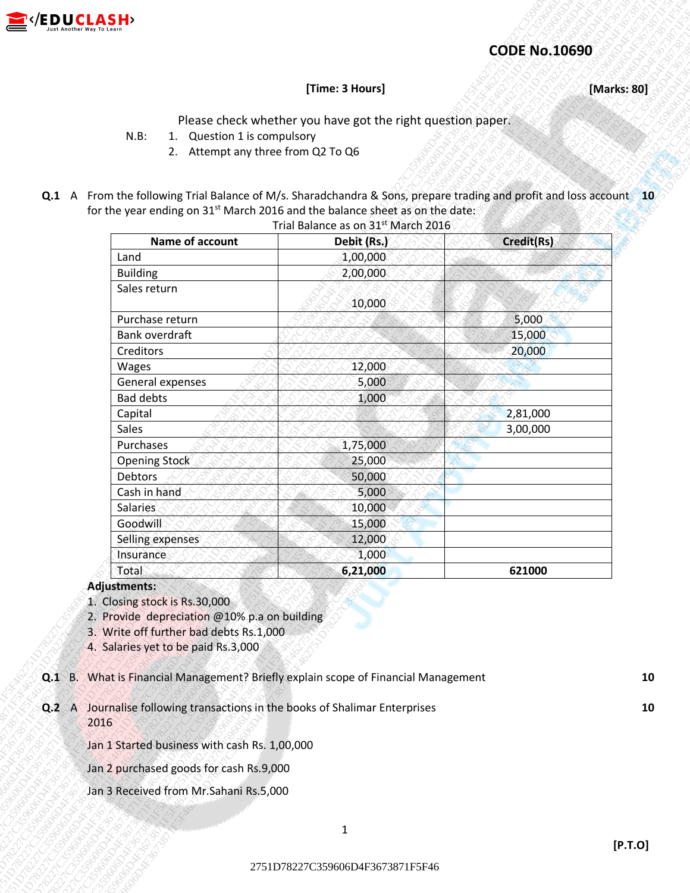**CODE No.10690**

**[Time: 3 Hours]** **[Marks: 80]**

Please check whether you have got the right question paper.

N.B:
1. Question 1 is compulsory
2. Attempt any three from Q2 To Q6

**Q.1** A From the following Trial Balance of M/s. Sharadchandra & Sons, prepare trading and profit and loss account for the year ending on 31st March 2016 and the balance sheet as on the date: **10**

Trial Balance as on 31st March 2016

| Name of account | Debit (Rs.) | Credit(Rs) |
|---|---|---|
| Land | 1,00,000 | |
| Building | 2,00,000 | |
| Sales return | 10,000 | |
| Purchase return | | 5,000 |
| Bank overdraft | | 15,000 |
| Creditors | | 20,000 |
| Wages | 12,000 | |
| General expenses | 5,000 | |
| Bad debts | 1,000 | |
| Capital | | 2,81,000 |
| Sales | | 3,00,000 |
| Purchases | 1,75,000 | |
| Opening Stock | 25,000 | |
| Debtors | 50,000 | |
| Cash in hand | 5,000 | |
| Salaries | 10,000 | |
| Goodwill | 15,000 | |
| Selling expenses | 12,000 | |
| Insurance | 1,000 | |
| Total | **6,21,000** | **621000** |

**Adjustments:**
1. Closing stock is Rs.30,000
2. Provide depreciation @10% p.a on building
3. Write off further bad debts Rs.1,000
4. Salaries yet to be paid Rs.3,000

**Q.1** B. What is Financial Management? Briefly explain scope of Financial Management **10**

**Q.2** A Journalise following transactions in the books of Shalimar Enterprises 2016 **10**

Jan 1 Started business with cash Rs. 1,00,000

Jan 2 purchased goods for cash Rs.9,000

Jan 3 Received from Mr.Sahani Rs.5,000

**[P.T.O]**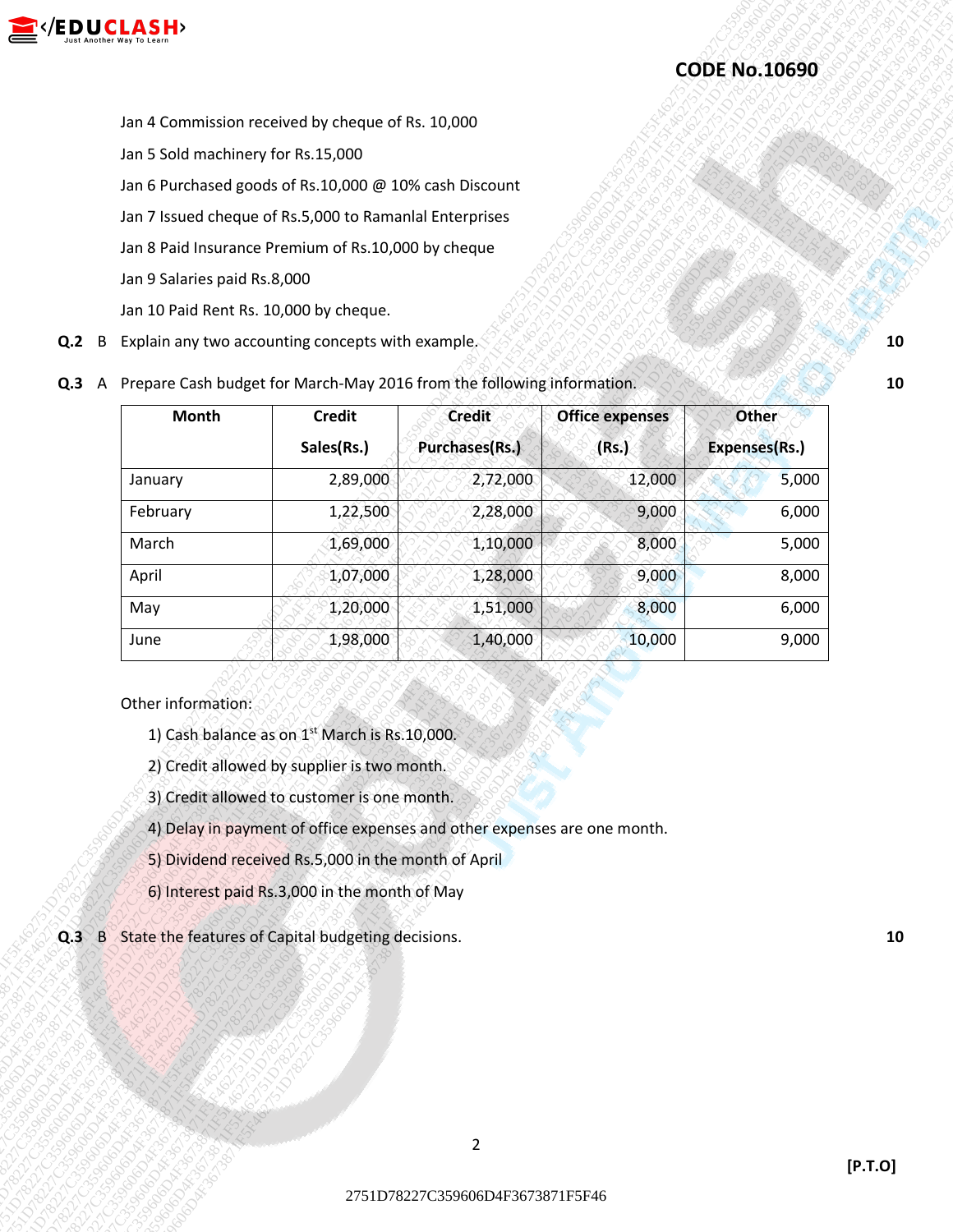CODE No.10690

Jan 4 Commission received by cheque of Rs. 10,000

Jan 5 Sold machinery for Rs.15,000

Jan 6 Purchased goods of Rs.10,000 @ 10% cash Discount

Jan 7 Issued cheque of Rs.5,000 to Ramanlal Enterprises

Jan 8 Paid Insurance Premium of Rs.10,000 by cheque

Jan 9 Salaries paid Rs.8,000

Jan 10 Paid Rent Rs. 10,000 by cheque.

**Q.2** B Explain any two accounting concepts with example. **10**

**Q.3** A Prepare Cash budget for March-May 2016 from the following information. **10**

| Month | Credit Sales(Rs.) | Credit Purchases(Rs.) | Office expenses (Rs.) | Other Expenses(Rs.) |
|---|---|---|---|---|
| January | 2,89,000 | 2,72,000 | 12,000 | 5,000 |
| February | 1,22,500 | 2,28,000 | 9,000 | 6,000 |
| March | 1,69,000 | 1,10,000 | 8,000 | 5,000 |
| April | 1,07,000 | 1,28,000 | 9,000 | 8,000 |
| May | 1,20,000 | 1,51,000 | 8,000 | 6,000 |
| June | 1,98,000 | 1,40,000 | 10,000 | 9,000 |

Other information:

1) Cash balance as on 1st March is Rs.10,000.
2) Credit allowed by supplier is two month.
3) Credit allowed to customer is one month.
4) Delay in payment of office expenses and other expenses are one month.
5) Dividend received Rs.5,000 in the month of April
6) Interest paid Rs.3,000 in the month of May

**Q.3** B State the features of Capital budgeting decisions. **10**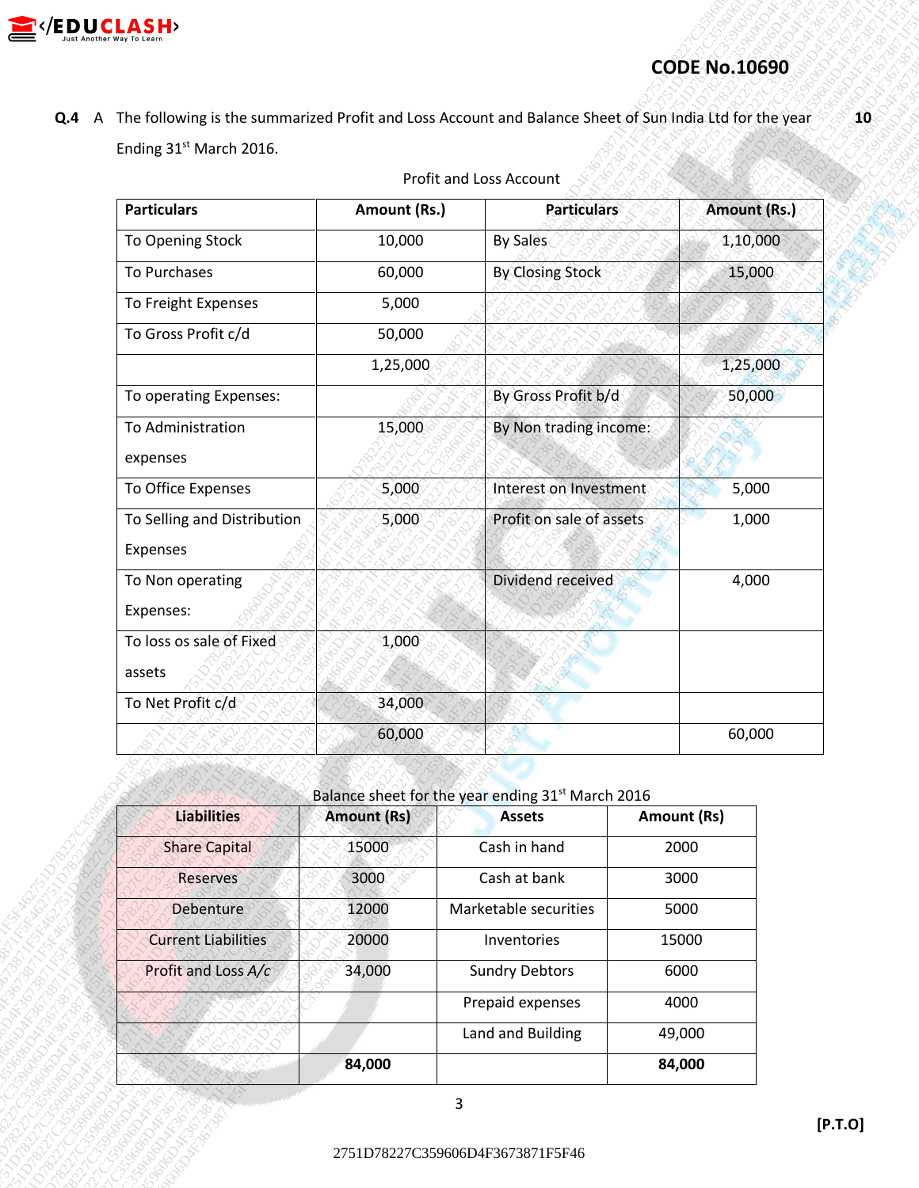CODE No.10690

**Q.4** A The following is the summarized Profit and Loss Account and Balance Sheet of Sun India Ltd for the year Ending 31st March 2016. **10**

Profit and Loss Account

| Particulars | Amount (Rs.) | Particulars | Amount (Rs.) |
|---|---|---|---|
| To Opening Stock | 10,000 | By Sales | 1,10,000 |
| To Purchases | 60,000 | By Closing Stock | 15,000 |
| To Freight Expenses | 5,000 | | |
| To Gross Profit c/d | 50,000 | | |
| | 1,25,000 | | 1,25,000 |
| To operating Expenses: | | By Gross Profit b/d | 50,000 |
| To Administration expenses | 15,000 | By Non trading income: | |
| To Office Expenses | 5,000 | Interest on Investment | 5,000 |
| To Selling and Distribution Expenses | 5,000 | Profit on sale of assets | 1,000 |
| To Non operating Expenses: | | Dividend received | 4,000 |
| To loss os sale of Fixed assets | 1,000 | | |
| To Net Profit c/d | 34,000 | | |
| | 60,000 | | 60,000 |

Balance sheet for the year ending 31st March 2016

| Liabilities | Amount (Rs) | Assets | Amount (Rs) |
|---|---|---|---|
| Share Capital | 15000 | Cash in hand | 2000 |
| Reserves | 3000 | Cash at bank | 3000 |
| Debenture | 12000 | Marketable securities | 5000 |
| Current Liabilities | 20000 | Inventories | 15000 |
| Profit and Loss A/c | 34,000 | Sundry Debtors | 6000 |
| | | Prepaid expenses | 4000 |
| | | Land and Building | 49,000 |
| | **84,000** | | **84,000** |

[P.T.O]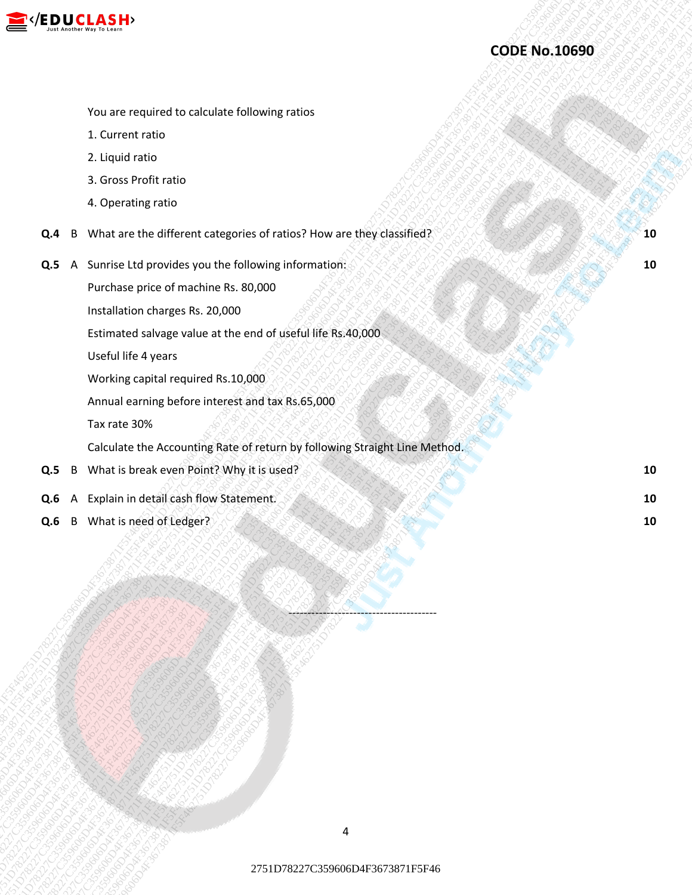You are required to calculate following ratios

1. Current ratio
2. Liquid ratio
3. Gross Profit ratio
4. Operating ratio

**Q.4** B What are the different categories of ratios? How are they classified? **10**

**Q.5** A Sunrise Ltd provides you the following information: **10**

Purchase price of machine Rs. 80,000

Installation charges Rs. 20,000

Estimated salvage value at the end of useful life Rs.40,000

Useful life 4 years

Working capital required Rs.10,000

Annual earning before interest and tax Rs.65,000

Tax rate 30%

Calculate the Accounting Rate of return by following Straight Line Method.

**Q.5** B What is break even Point? Why it is used? **10**

**Q.6** A Explain in detail cash flow Statement. **10**

**Q.6** B What is need of Ledger? **10**

---------------------------------------